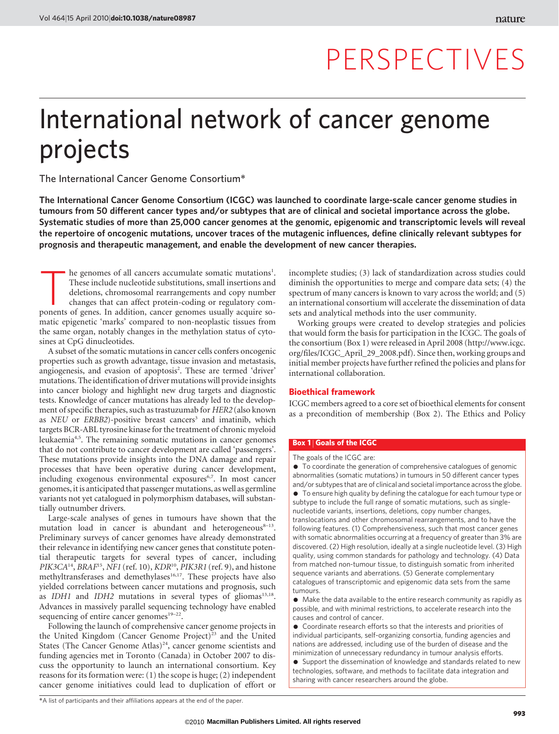PERSPECTIVES

# International network of cancer genome projects

The International Cancer Genome Consortium*

**The International Cancer Genome Consortium (ICGC) was launched to coordinate large-scale cancer genome studies in tumours from 50 different cancer types and/or subtypes that are of clinical and societal importance across the globe. Systematic studies of more than 25,000 cancer genomes at the genomic, epigenomic and transcriptomic levels will reveal the repertoire of oncogenic mutations, uncover traces of the mutagenic influences, define clinically relevant subtypes for prognosis and therapeutic management, and enable the development of new cancer therapies.**

The genomes of all cancers accumulate somatic mutations[1]. These include nucleotide substitutions, small insertions and deletions, chromosomal rearrangements and copy number changes that can affect protein-coding or regulatory components of genes. In addition, cancer genomes usually acquire somatic epigenetic 'marks' compared to non-neoplastic tissues from the same organ, notably changes in the methylation status of cytosines at CpG dinucleotides.

A subset of the somatic mutations in cancer cells confers oncogenic properties such as growth advantage, tissue invasion and metastasis, angiogenesis, and evasion of apoptosis[2]. These are termed 'driver' mutations. The identification of driver mutations will provide insights into cancer biology and highlight new drug targets and diagnostic tests. Knowledge of cancer mutations has already led to the development of specific therapies, such as trastuzumab for *HER2* (also known as *NEU* or *ERBB2*)-positive breast cancers[3] and imatinib, which targets BCR-ABL tyrosine kinase for the treatment of chronic myeloid leukaemia[4,5]. The remaining somatic mutations in cancer genomes that do not contribute to cancer development are called 'passengers'. These mutations provide insights into the DNA damage and repair processes that have been operative during cancer development, including exogenous environmental exposures[6,7]. In most cancer genomes, it is anticipated that passenger mutations, as well as germline variants not yet catalogued in polymorphism databases, will substantially outnumber drivers.

Large-scale analyses of genes in tumours have shown that the mutation load in cancer is abundant and heterogeneous[8–13]. Preliminary surveys of cancer genomes have already demonstrated their relevance in identifying new cancer genes that constitute potential therapeutic targets for several types of cancer, including *PIK3CA*[14], *BRAF*[15], *NF1* (ref. 10), *KDR*[10], *PIK3R1* (ref. 9), and histone methyltransferases and demethylases[16,17]. These projects have also yielded correlations between cancer mutations and prognosis, such as *IDH1* and *IDH2* mutations in several types of gliomas[13,18]. Advances in massively parallel sequencing technology have enabled sequencing of entire cancer genomes[19–22].

Following the launch of comprehensive cancer genome projects in the United Kingdom (Cancer Genome Project)[23] and the United States (The Cancer Genome Atlas)[24], cancer genome scientists and funding agencies met in Toronto (Canada) in October 2007 to discuss the opportunity to launch an international consortium. Key reasons for its formation were: (1) the scope is huge; (2) independent cancer genome initiatives could lead to duplication of effort or incomplete studies; (3) lack of standardization across studies could diminish the opportunities to merge and compare data sets; (4) the spectrum of many cancers is known to vary across the world; and (5) an international consortium will accelerate the dissemination of data sets and analytical methods into the user community.

Working groups were created to develop strategies and policies that would form the basis for participation in the ICGC. The goals of the consortium (Box 1) were released in April 2008 (http://www.icgc.org/files/ICGC_April_29_2008.pdf). Since then, working groups and initial member projects have further refined the policies and plans for international collaboration.

## Bioethical framework

ICGC members agreed to a core set of bioethical elements for consent as a precondition of membership (Box 2). The Ethics and Policy

> **Box 1 | Goals of the ICGC**
>
> The goals of the ICGC are:
>
> - To coordinate the generation of comprehensive catalogues of genomic abnormalities (somatic mutations) in tumours in 50 different cancer types and/or subtypes that are of clinical and societal importance across the globe.
> - To ensure high quality by defining the catalogue for each tumour type or subtype to include the full range of somatic mutations, such as single-nucleotide variants, insertions, deletions, copy number changes, translocations and other chromosomal rearrangements, and to have the following features. (1) Comprehensiveness, such that most cancer genes with somatic abnormalities occurring at a frequency of greater than 3% are discovered. (2) High resolution, ideally at a single nucleotide level. (3) High quality, using common standards for pathology and technology. (4) Data from matched non-tumour tissue, to distinguish somatic from inherited sequence variants and aberrations. (5) Generate complementary catalogues of transcriptomic and epigenomic data sets from the same tumours.
> - Make the data available to the entire research community as rapidly as possible, and with minimal restrictions, to accelerate research into the causes and control of cancer.
> - Coordinate research efforts so that the interests and priorities of individual participants, self-organizing consortia, funding agencies and nations are addressed, including use of the burden of disease and the minimization of unnecessary redundancy in tumour analysis efforts.
> - Support the dissemination of knowledge and standards related to new technologies, software, and methods to facilitate data integration and sharing with cancer researchers around the globe.

*A list of participants and their affiliations appears at the end of the paper.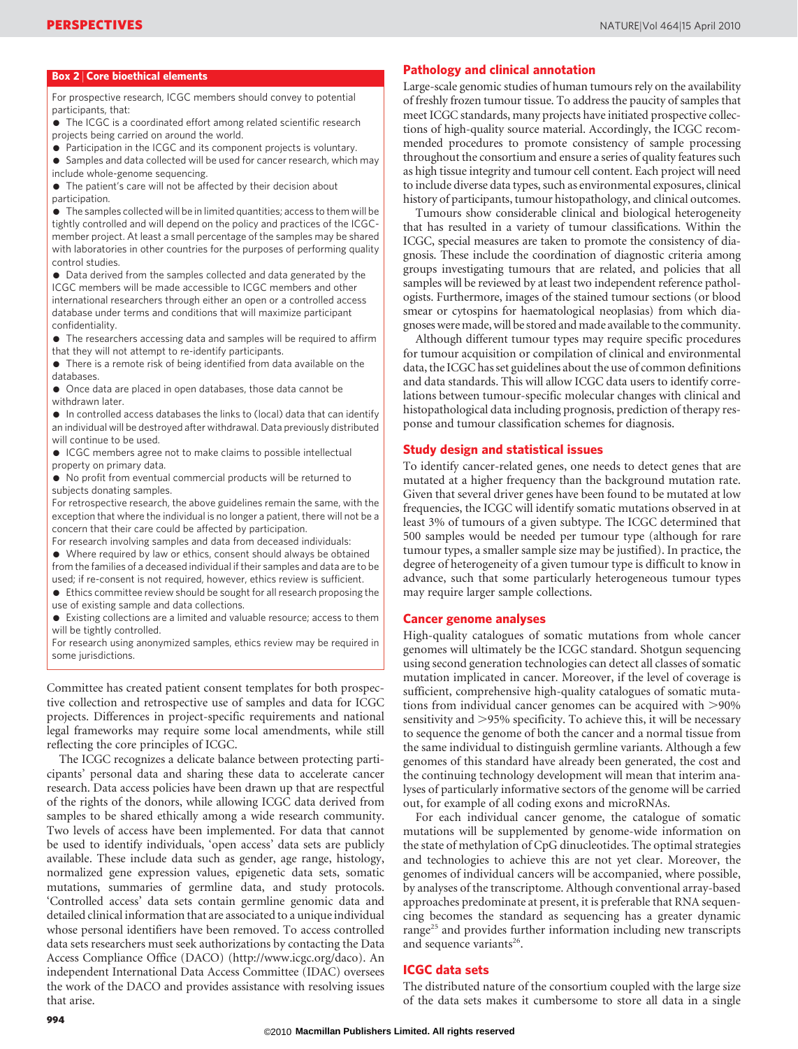### Box 2 | Core bioethical elements

For prospective research, ICGC members should convey to potential participants, that:

- The ICGC is a coordinated effort among related scientific research projects being carried on around the world.
- Participation in the ICGC and its component projects is voluntary.
- Samples and data collected will be used for cancer research, which may include whole-genome sequencing.
- The patient's care will not be affected by their decision about participation.
- The samples collected will be in limited quantities; access to them will be tightly controlled and will depend on the policy and practices of the ICGC-member project. At least a small percentage of the samples may be shared with laboratories in other countries for the purposes of performing quality control studies.
- Data derived from the samples collected and data generated by the ICGC members will be made accessible to ICGC members and other international researchers through either an open or a controlled access database under terms and conditions that will maximize participant confidentiality.
- The researchers accessing data and samples will be required to affirm that they will not attempt to re-identify participants.
- There is a remote risk of being identified from data available on the databases.
- Once data are placed in open databases, those data cannot be withdrawn later.
- In controlled access databases the links to (local) data that can identify an individual will be destroyed after withdrawal. Data previously distributed will continue to be used.
- ICGC members agree not to make claims to possible intellectual property on primary data.
- No profit from eventual commercial products will be returned to subjects donating samples.

For retrospective research, the above guidelines remain the same, with the exception that where the individual is no longer a patient, there will not be a concern that their care could be affected by participation.

For research involving samples and data from deceased individuals:

- Where required by law or ethics, consent should always be obtained from the families of a deceased individual if their samples and data are to be used; if re-consent is not required, however, ethics review is sufficient.
- Ethics committee review should be sought for all research proposing the use of existing sample and data collections.
- Existing collections are a limited and valuable resource; access to them will be tightly controlled.

For research using anonymized samples, ethics review may be required in some jurisdictions.

Committee has created patient consent templates for both prospective collection and retrospective use of samples and data for ICGC projects. Differences in project-specific requirements and national legal frameworks may require some local amendments, while still reflecting the core principles of ICGC.

The ICGC recognizes a delicate balance between protecting participants' personal data and sharing these data to accelerate cancer research. Data access policies have been drawn up that are respectful of the rights of the donors, while allowing ICGC data derived from samples to be shared ethically among a wide research community. Two levels of access have been implemented. For data that cannot be used to identify individuals, 'open access' data sets are publicly available. These include data such as gender, age range, histology, normalized gene expression values, epigenetic data sets, somatic mutations, summaries of germline data, and study protocols. 'Controlled access' data sets contain germline genomic data and detailed clinical information that are associated to a unique individual whose personal identifiers have been removed. To access controlled data sets researchers must seek authorizations by contacting the Data Access Compliance Office (DACO) (http://www.icgc.org/daco). An independent International Data Access Committee (IDAC) oversees the work of the DACO and provides assistance with resolving issues that arise.

## Pathology and clinical annotation

Large-scale genomic studies of human tumours rely on the availability of freshly frozen tumour tissue. To address the paucity of samples that meet ICGC standards, many projects have initiated prospective collections of high-quality source material. Accordingly, the ICGC recommended procedures to promote consistency of sample processing throughout the consortium and ensure a series of quality features such as high tissue integrity and tumour cell content. Each project will need to include diverse data types, such as environmental exposures, clinical history of participants, tumour histopathology, and clinical outcomes.

Tumours show considerable clinical and biological heterogeneity that has resulted in a variety of tumour classifications. Within the ICGC, special measures are taken to promote the consistency of diagnosis. These include the coordination of diagnostic criteria among groups investigating tumours that are related, and policies that all samples will be reviewed by at least two independent reference pathologists. Furthermore, images of the stained tumour sections (or blood smear or cytospins for haematological neoplasias) from which diagnoses were made, will be stored and made available to the community.

Although different tumour types may require specific procedures for tumour acquisition or compilation of clinical and environmental data, the ICGC has set guidelines about the use of common definitions and data standards. This will allow ICGC data users to identify correlations between tumour-specific molecular changes with clinical and histopathological data including prognosis, prediction of therapy response and tumour classification schemes for diagnosis.

## Study design and statistical issues

To identify cancer-related genes, one needs to detect genes that are mutated at a higher frequency than the background mutation rate. Given that several driver genes have been found to be mutated at low frequencies, the ICGC will identify somatic mutations observed in at least 3% of tumours of a given subtype. The ICGC determined that 500 samples would be needed per tumour type (although for rare tumour types, a smaller sample size may be justified). In practice, the degree of heterogeneity of a given tumour type is difficult to know in advance, such that some particularly heterogeneous tumour types may require larger sample collections.

## Cancer genome analyses

High-quality catalogues of somatic mutations from whole cancer genomes will ultimately be the ICGC standard. Shotgun sequencing using second generation technologies can detect all classes of somatic mutation implicated in cancer. Moreover, if the level of coverage is sufficient, comprehensive high-quality catalogues of somatic mutations from individual cancer genomes can be acquired with >90% sensitivity and >95% specificity. To achieve this, it will be necessary to sequence the genome of both the cancer and a normal tissue from the same individual to distinguish germline variants. Although a few genomes of this standard have already been generated, the cost and the continuing technology development will mean that interim analyses of particularly informative sectors of the genome will be carried out, for example of all coding exons and microRNAs.

For each individual cancer genome, the catalogue of somatic mutations will be supplemented by genome-wide information on the state of methylation of CpG dinucleotides. The optimal strategies and technologies to achieve this are not yet clear. Moreover, the genomes of individual cancers will be accompanied, where possible, by analyses of the transcriptome. Although conventional array-based approaches predominate at present, it is preferable that RNA sequencing becomes the standard as sequencing has a greater dynamic range[25] and provides further information including new transcripts and sequence variants[26].

## ICGC data sets

The distributed nature of the consortium coupled with the large size of the data sets makes it cumbersome to store all data in a single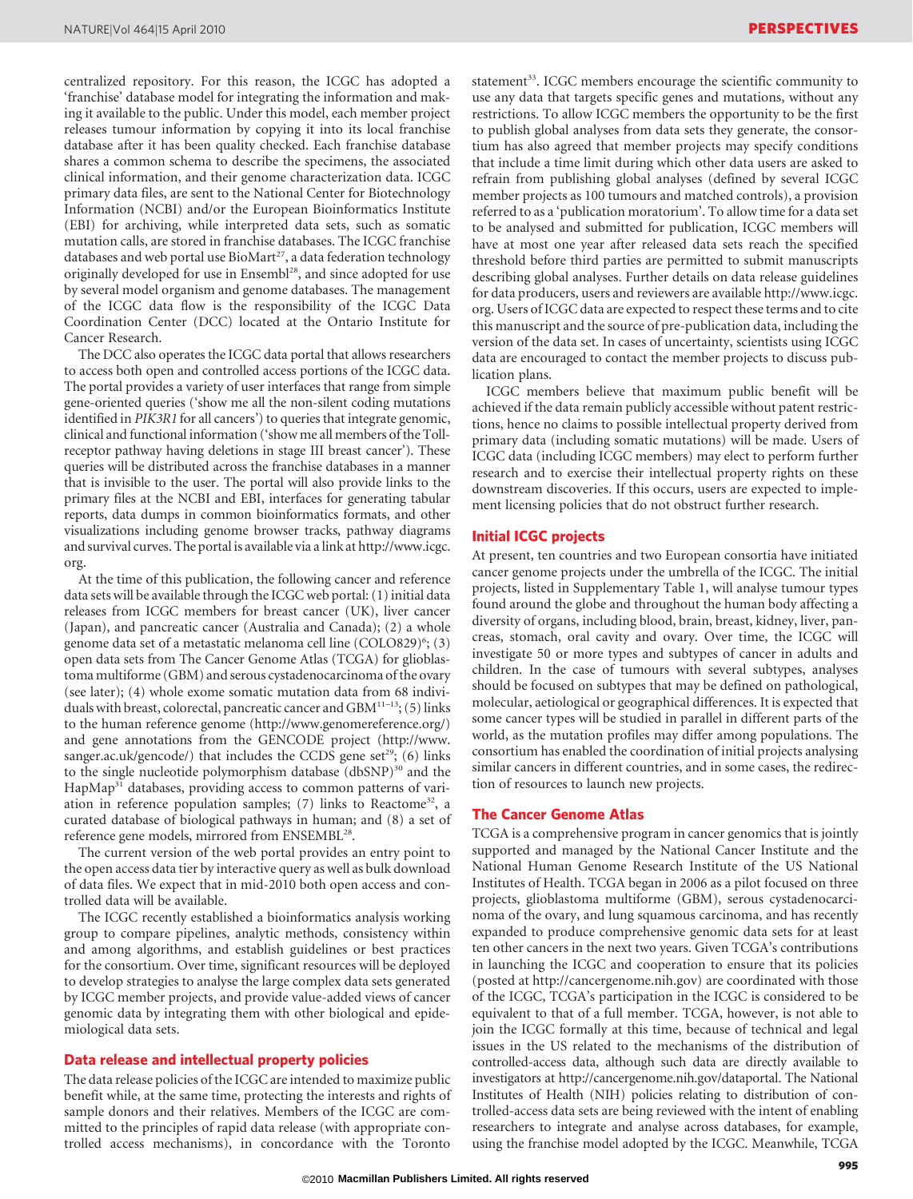centralized repository. For this reason, the ICGC has adopted a 'franchise' database model for integrating the information and making it available to the public. Under this model, each member project releases tumour information by copying it into its local franchise database after it has been quality checked. Each franchise database shares a common schema to describe the specimens, the associated clinical information, and their genome characterization data. ICGC primary data files, are sent to the National Center for Biotechnology Information (NCBI) and/or the European Bioinformatics Institute (EBI) for archiving, while interpreted data sets, such as somatic mutation calls, are stored in franchise databases. The ICGC franchise databases and web portal use BioMart[27], a data federation technology originally developed for use in Ensembl[28], and since adopted for use by several model organism and genome databases. The management of the ICGC data flow is the responsibility of the ICGC Data Coordination Center (DCC) located at the Ontario Institute for Cancer Research.

The DCC also operates the ICGC data portal that allows researchers to access both open and controlled access portions of the ICGC data. The portal provides a variety of user interfaces that range from simple gene-oriented queries ('show me all the non-silent coding mutations identified in *PIK3R1* for all cancers') to queries that integrate genomic, clinical and functional information ('show me all members of the Toll-receptor pathway having deletions in stage III breast cancer'). These queries will be distributed across the franchise databases in a manner that is invisible to the user. The portal will also provide links to the primary files at the NCBI and EBI, interfaces for generating tabular reports, data dumps in common bioinformatics formats, and other visualizations including genome browser tracks, pathway diagrams and survival curves. The portal is available via a link at http://www.icgc.org.

At the time of this publication, the following cancer and reference data sets will be available through the ICGC web portal: (1) initial data releases from ICGC members for breast cancer (UK), liver cancer (Japan), and pancreatic cancer (Australia and Canada); (2) a whole genome data set of a metastatic melanoma cell line (COLO829)[6]; (3) open data sets from The Cancer Genome Atlas (TCGA) for glioblastoma multiforme (GBM) and serous cystadenocarcinoma of the ovary (see later); (4) whole exome somatic mutation data from 68 individuals with breast, colorectal, pancreatic cancer and GBM[11–13]; (5) links to the human reference genome (http://www.genomereference.org/) and gene annotations from the GENCODE project (http://www.sanger.ac.uk/gencode/) that includes the CCDS gene set[29]; (6) links to the single nucleotide polymorphism database (dbSNP)[30] and the HapMap[31] databases, providing access to common patterns of variation in reference population samples; (7) links to Reactome[32], a curated database of biological pathways in human; and (8) a set of reference gene models, mirrored from ENSEMBL[28].

The current version of the web portal provides an entry point to the open access data tier by interactive query as well as bulk download of data files. We expect that in mid-2010 both open access and controlled data will be available.

The ICGC recently established a bioinformatics analysis working group to compare pipelines, analytic methods, consistency within and among algorithms, and establish guidelines or best practices for the consortium. Over time, significant resources will be deployed to develop strategies to analyse the large complex data sets generated by ICGC member projects, and provide value-added views of cancer genomic data by integrating them with other biological and epidemiological data sets.

## Data release and intellectual property policies

The data release policies of the ICGC are intended to maximize public benefit while, at the same time, protecting the interests and rights of sample donors and their relatives. Members of the ICGC are committed to the principles of rapid data release (with appropriate controlled access mechanisms), in concordance with the Toronto statement[33]. ICGC members encourage the scientific community to use any data that targets specific genes and mutations, without any restrictions. To allow ICGC members the opportunity to be the first to publish global analyses from data sets they generate, the consortium has also agreed that member projects may specify conditions that include a time limit during which other data users are asked to refrain from publishing global analyses (defined by several ICGC member projects as 100 tumours and matched controls), a provision referred to as a 'publication moratorium'. To allow time for a data set to be analysed and submitted for publication, ICGC members will have at most one year after released data sets reach the specified threshold before third parties are permitted to submit manuscripts describing global analyses. Further details on data release guidelines for data producers, users and reviewers are available http://www.icgc.org. Users of ICGC data are expected to respect these terms and to cite this manuscript and the source of pre-publication data, including the version of the data set. In cases of uncertainty, scientists using ICGC data are encouraged to contact the member projects to discuss publication plans.

ICGC members believe that maximum public benefit will be achieved if the data remain publicly accessible without patent restrictions, hence no claims to possible intellectual property derived from primary data (including somatic mutations) will be made. Users of ICGC data (including ICGC members) may elect to perform further research and to exercise their intellectual property rights on these downstream discoveries. If this occurs, users are expected to implement licensing policies that do not obstruct further research.

## Initial ICGC projects

At present, ten countries and two European consortia have initiated cancer genome projects under the umbrella of the ICGC. The initial projects, listed in Supplementary Table 1, will analyse tumour types found around the globe and throughout the human body affecting a diversity of organs, including blood, brain, breast, kidney, liver, pancreas, stomach, oral cavity and ovary. Over time, the ICGC will investigate 50 or more types and subtypes of cancer in adults and children. In the case of tumours with several subtypes, analyses should be focused on subtypes that may be defined on pathological, molecular, aetiological or geographical differences. It is expected that some cancer types will be studied in parallel in different parts of the world, as the mutation profiles may differ among populations. The consortium has enabled the coordination of initial projects analysing similar cancers in different countries, and in some cases, the redirection of resources to launch new projects.

## The Cancer Genome Atlas

TCGA is a comprehensive program in cancer genomics that is jointly supported and managed by the National Cancer Institute and the National Human Genome Research Institute of the US National Institutes of Health. TCGA began in 2006 as a pilot focused on three projects, glioblastoma multiforme (GBM), serous cystadenocarcinoma of the ovary, and lung squamous carcinoma, and has recently expanded to produce comprehensive genomic data sets for at least ten other cancers in the next two years. Given TCGA's contributions in launching the ICGC and cooperation to ensure that its policies (posted at http://cancergenome.nih.gov) are coordinated with those of the ICGC, TCGA's participation in the ICGC is considered to be equivalent to that of a full member. TCGA, however, is not able to join the ICGC formally at this time, because of technical and legal issues in the US related to the mechanisms of the distribution of controlled-access data, although such data are directly available to investigators at http://cancergenome.nih.gov/dataportal. The National Institutes of Health (NIH) policies relating to distribution of controlled-access data sets are being reviewed with the intent of enabling researchers to integrate and analyse across databases, for example, using the franchise model adopted by the ICGC. Meanwhile, TCGA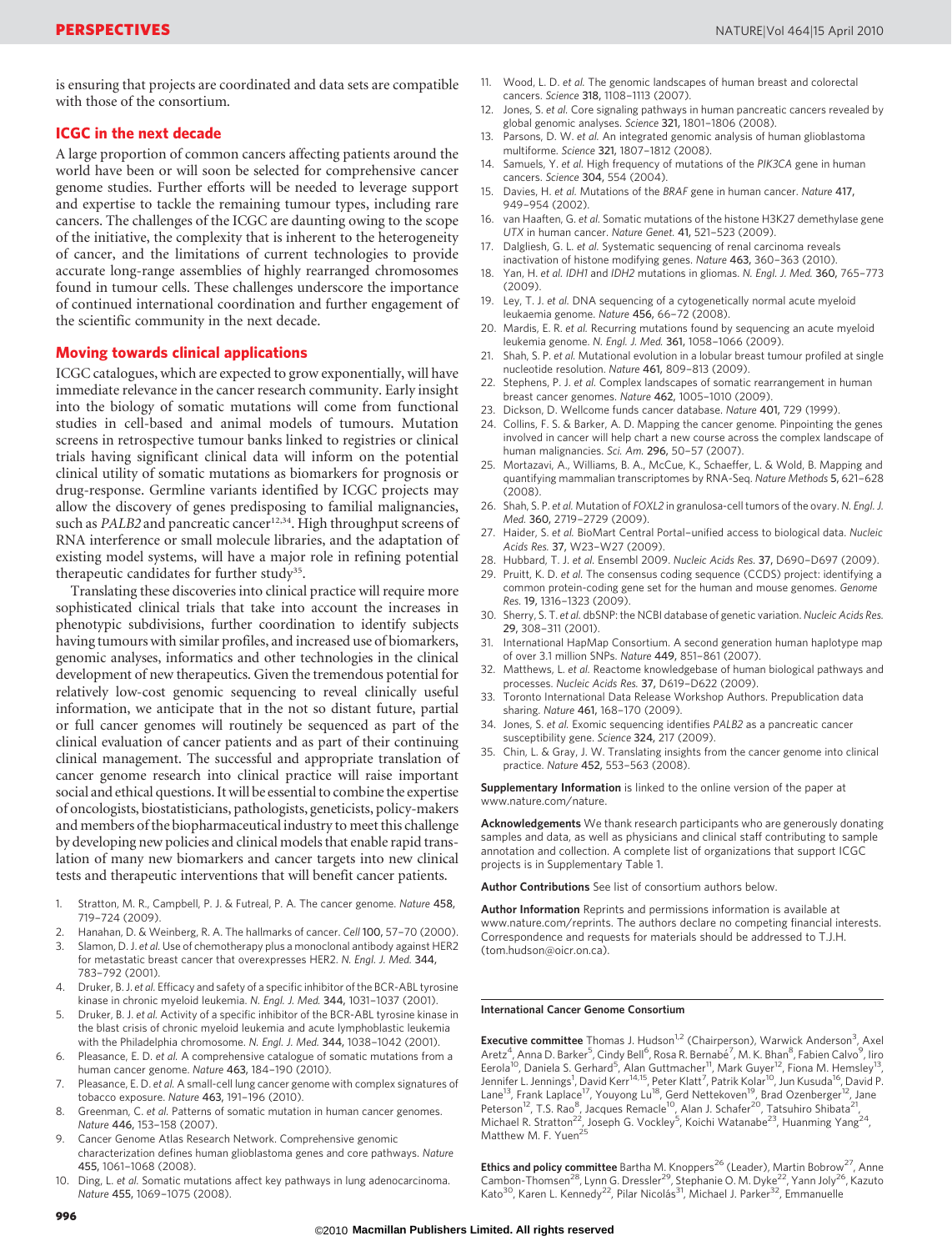is ensuring that projects are coordinated and data sets are compatible with those of the consortium.

## ICGC in the next decade

A large proportion of common cancers affecting patients around the world have been or will soon be selected for comprehensive cancer genome studies. Further efforts will be needed to leverage support and expertise to tackle the remaining tumour types, including rare cancers. The challenges of the ICGC are daunting owing to the scope of the initiative, the complexity that is inherent to the heterogeneity of cancer, and the limitations of current technologies to provide accurate long-range assemblies of highly rearranged chromosomes found in tumour cells. These challenges underscore the importance of continued international coordination and further engagement of the scientific community in the next decade.

## Moving towards clinical applications

ICGC catalogues, which are expected to grow exponentially, will have immediate relevance in the cancer research community. Early insight into the biology of somatic mutations will come from functional studies in cell-based and animal models of tumours. Mutation screens in retrospective tumour banks linked to registries or clinical trials having significant clinical data will inform on the potential clinical utility of somatic mutations as biomarkers for prognosis or drug-response. Germline variants identified by ICGC projects may allow the discovery of genes predisposing to familial malignancies, such as *PALB2* and pancreatic cancer[12,34]. High throughput screens of RNA interference or small molecule libraries, and the adaptation of existing model systems, will have a major role in refining potential therapeutic candidates for further study[35].

Translating these discoveries into clinical practice will require more sophisticated clinical trials that take into account the increases in phenotypic subdivisions, further coordination to identify subjects having tumours with similar profiles, and increased use of biomarkers, genomic analyses, informatics and other technologies in the clinical development of new therapeutics. Given the tremendous potential for relatively low-cost genomic sequencing to reveal clinically useful information, we anticipate that in the not so distant future, partial or full cancer genomes will routinely be sequenced as part of the clinical evaluation of cancer patients and as part of their continuing clinical management. The successful and appropriate translation of cancer genome research into clinical practice will raise important social and ethical questions. It will be essential to combine the expertise of oncologists, biostatisticians, pathologists, geneticists, policy-makers and members of the biopharmaceutical industry to meet this challenge by developing new policies and clinical models that enable rapid translation of many new biomarkers and cancer targets into new clinical tests and therapeutic interventions that will benefit cancer patients.

1. Stratton, M. R., Campbell, P. J. & Futreal, P. A. The cancer genome. *Nature* **458**, 719–724 (2009).
2. Hanahan, D. & Weinberg, R. A. The hallmarks of cancer. *Cell* **100**, 57–70 (2000).
3. Slamon, D. J. *et al.* Use of chemotherapy plus a monoclonal antibody against HER2 for metastatic breast cancer that overexpresses HER2. *N. Engl. J. Med.* **344**, 783–792 (2001).
4. Druker, B. J. *et al.* Efficacy and safety of a specific inhibitor of the BCR-ABL tyrosine kinase in chronic myeloid leukemia. *N. Engl. J. Med.* **344**, 1031–1037 (2001).
5. Druker, B. J. *et al.* Activity of a specific inhibitor of the BCR-ABL tyrosine kinase in the blast crisis of chronic myeloid leukemia and acute lymphoblastic leukemia with the Philadelphia chromosome. *N. Engl. J. Med.* **344**, 1038–1042 (2001).
6. Pleasance, E. D. *et al.* A comprehensive catalogue of somatic mutations from a human cancer genome. *Nature* **463**, 184–190 (2010).
7. Pleasance, E. D. *et al.* A small-cell lung cancer genome with complex signatures of tobacco exposure. *Nature* **463**, 191–196 (2010).
8. Greenman, C. *et al.* Patterns of somatic mutation in human cancer genomes. *Nature* **446**, 153–158 (2007).
9. Cancer Genome Atlas Research Network. Comprehensive genomic characterization defines human glioblastoma genes and core pathways. *Nature* **455**, 1061–1068 (2008).
10. Ding, L. *et al.* Somatic mutations affect key pathways in lung adenocarcinoma. *Nature* **455**, 1069–1075 (2008).
11. Wood, L. D. *et al.* The genomic landscapes of human breast and colorectal cancers. *Science* **318**, 1108–1113 (2007).
12. Jones, S. *et al.* Core signaling pathways in human pancreatic cancers revealed by global genomic analyses. *Science* **321**, 1801–1806 (2008).
13. Parsons, D. W. *et al.* An integrated genomic analysis of human glioblastoma multiforme. *Science* **321**, 1807–1812 (2008).
14. Samuels, Y. *et al.* High frequency of mutations of the *PIK3CA* gene in human cancers. *Science* **304**, 554 (2004).
15. Davies, H. *et al.* Mutations of the *BRAF* gene in human cancer. *Nature* **417**, 949–954 (2002).
16. van Haaften, G. *et al.* Somatic mutations of the histone H3K27 demethylase gene *UTX* in human cancer. *Nature Genet.* **41**, 521–523 (2009).
17. Dalgliesh, G. L. *et al.* Systematic sequencing of renal carcinoma reveals inactivation of histone modifying genes. *Nature* **463**, 360–363 (2010).
18. Yan, H. *et al.* *IDH1* and *IDH2* mutations in gliomas. *N. Engl. J. Med.* **360**, 765–773 (2009).
19. Ley, T. J. *et al.* DNA sequencing of a cytogenetically normal acute myeloid leukaemia genome. *Nature* **456**, 66–72 (2008).
20. Mardis, E. R. *et al.* Recurring mutations found by sequencing an acute myeloid leukemia genome. *N. Engl. J. Med.* **361**, 1058–1066 (2009).
21. Shah, S. P. *et al.* Mutational evolution in a lobular breast tumour profiled at single nucleotide resolution. *Nature* **461**, 809–813 (2009).
22. Stephens, P. J. *et al.* Complex landscapes of somatic rearrangement in human breast cancer genomes. *Nature* **462**, 1005–1010 (2009).
23. Dickson, D. Wellcome funds cancer database. *Nature* **401**, 729 (1999).
24. Collins, F. S. & Barker, A. D. Mapping the cancer genome. Pinpointing the genes involved in cancer will help chart a new course across the complex landscape of human malignancies. *Sci. Am.* **296**, 50–57 (2007).
25. Mortazavi, A., Williams, B. A., McCue, K., Schaeffer, L. & Wold, B. Mapping and quantifying mammalian transcriptomes by RNA-Seq. *Nature Methods* **5**, 621–628 (2008).
26. Shah, S. P. *et al.* Mutation of *FOXL2* in granulosa-cell tumors of the ovary. *N. Engl. J. Med.* **360**, 2719–2729 (2009).
27. Haider, S. *et al.* BioMart Central Portal–unified access to biological data. *Nucleic Acids Res.* **37**, W23–W27 (2009).
28. Hubbard, T. J. *et al.* Ensembl 2009. *Nucleic Acids Res.* **37**, D690–D697 (2009).
29. Pruitt, K. D. *et al.* The consensus coding sequence (CCDS) project: identifying a common protein-coding gene set for the human and mouse genomes. *Genome Res.* **19**, 1316–1323 (2009).
30. Sherry, S. T. *et al.* dbSNP: the NCBI database of genetic variation. *Nucleic Acids Res.* **29**, 308–311 (2001).
31. International HapMap Consortium. A second generation human haplotype map of over 3.1 million SNPs. *Nature* **449**, 851–861 (2007).
32. Matthews, L. *et al.* Reactome knowledgebase of human biological pathways and processes. *Nucleic Acids Res.* **37**, D619–D622 (2009).
33. Toronto International Data Release Workshop Authors. Prepublication data sharing. *Nature* **461**, 168–170 (2009).
34. Jones, S. *et al.* Exomic sequencing identifies *PALB2* as a pancreatic cancer susceptibility gene. *Science* **324**, 217 (2009).
35. Chin, L. & Gray, J. W. Translating insights from the cancer genome into clinical practice. *Nature* **452**, 553–563 (2008).

**Supplementary Information** is linked to the online version of the paper at www.nature.com/nature.

**Acknowledgements** We thank research participants who are generously donating samples and data, as well as physicians and clinical staff contributing to sample annotation and collection. A complete list of organizations that support ICGC projects is in Supplementary Table 1.

**Author Contributions** See list of consortium authors below.

**Author Information** Reprints and permissions information is available at www.nature.com/reprints. The authors declare no competing financial interests. Correspondence and requests for materials should be addressed to T.J.H. (tom.hudson@oicr.on.ca).

### International Cancer Genome Consortium

**Executive committee** Thomas J. Hudson[1,2] (Chairperson), Warwick Anderson[3], Axel Aretz[4], Anna D. Barker[5], Cindy Bell[6], Rosa R. Bernabé[7], M. K. Bhan[8], Fabien Calvo[9], Iiro Eerola[10], Daniela S. Gerhard[5], Alan Guttmacher[11], Mark Guyer[12], Fiona M. Hemsley[13], Jennifer L. Jennings[1], David Kerr[14,15], Peter Klatt[7], Patrik Kolar[10], Jun Kusuda[16], David P. Lane[13], Frank Laplace[17], Youyong Lu[18], Gerd Nettekoven[19], Brad Ozenberger[12], Jane Peterson[12], T.S. Rao[8], Jacques Remacle[10], Alan J. Schafer[20], Tatsuhiro Shibata[21], Michael R. Stratton[22], Joseph G. Vockley[5], Koichi Watanabe[23], Huanming Yang[24], Matthew M. F. Yuen[25]

**Ethics and policy committee** Bartha M. Knoppers[26] (Leader), Martin Bobrow[27], Anne Cambon-Thomsen[28], Lynn G. Dressler[29], Stephanie O. M. Dyke[22], Yann Joly[26], Kazuto Kato[30], Karen L. Kennedy[22], Pilar Nicolás[31], Michael J. Parker[32], Emmanuelle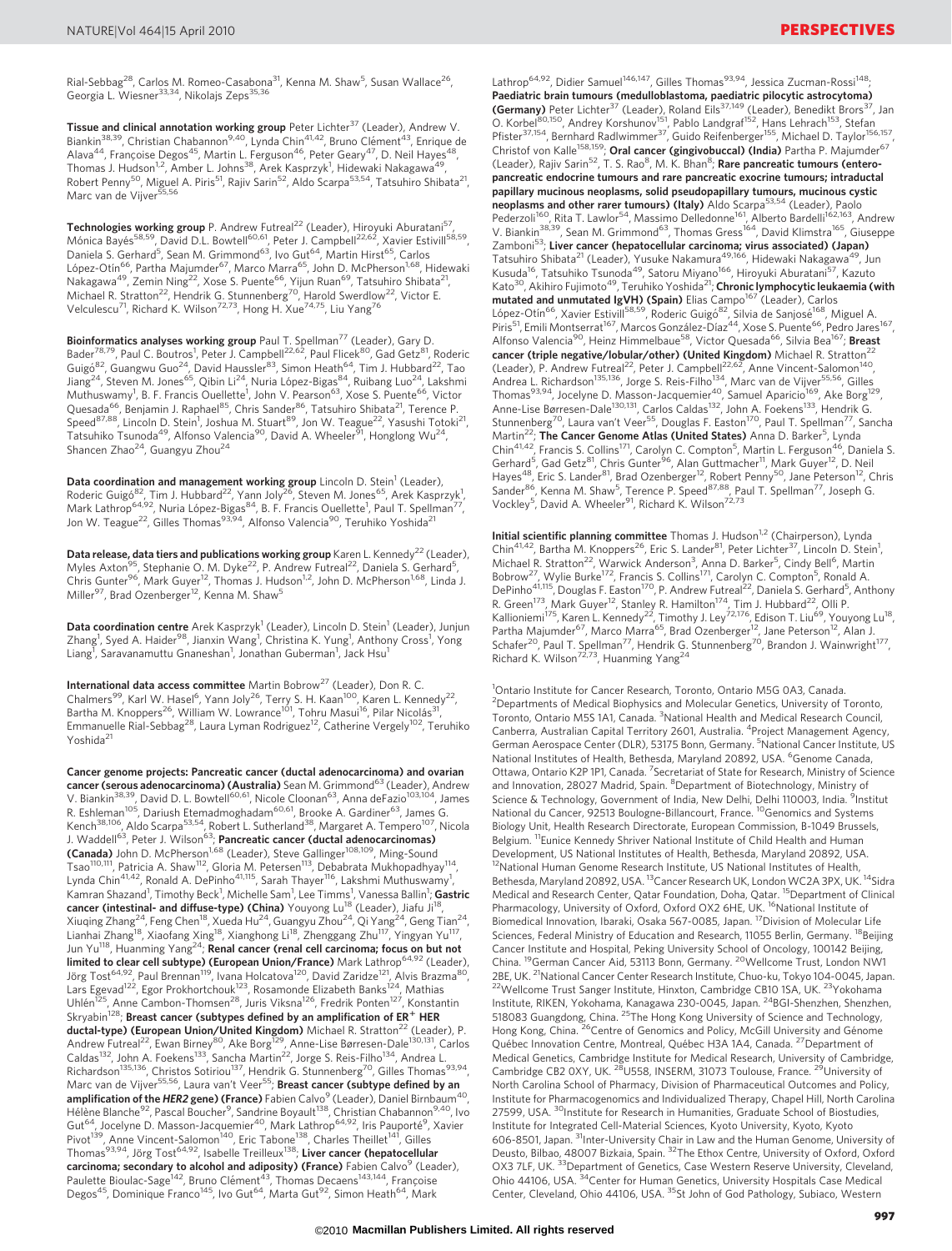Rial-Sebbag[28], Carlos M. Romeo-Casabona[31], Kenna M. Shaw[5], Susan Wallace[26], Georgia L. Wiesner[33,34], Nikolajs Zeps[35,36]

**Tissue and clinical annotation working group** Peter Lichter[37] (Leader), Andrew V. Biankin[38,39], Christian Chabannon[9,40], Lynda Chin[41,42], Bruno Clément[43], Enrique de Alava[44], Françoise Degos[45], Martin L. Ferguson[46], Peter Geary[47], D. Neil Hayes[48], Thomas J. Hudson[1,2], Amber L. Johns[38], Arek Kasprzyk[1], Hidewaki Nakagawa[49], Robert Penny[50], Miguel A. Piris[51], Rajiv Sarin[52], Aldo Scarpa[53,54], Tatsuhiro Shibata[21], Marc van de Vijver[55,56]

**Technologies working group** P. Andrew Futreal[22] (Leader), Hiroyuki Aburatani[57], Mónica Bayés[58,59], David D.L. Bowtell[60,61], Peter J. Campbell[22,62], Xavier Estivill[58,59], Daniela S. Gerhard[5], Sean M. Grimmond[63], Ivo Gut[64], Martin Hirst[65], Carlos López-Otín[66], Partha Majumder[67], Marco Marra[65], John D. McPherson[1,68], Hidewaki Nakagawa[49], Zemin Ning[22], Xose S. Puente[66], Yijun Ruan[69], Tatsuhiro Shibata[21], Michael R. Stratton[22], Hendrik G. Stunnenberg[70], Harold Swerdlow[22], Victor E. Velculescu[71], Richard K. Wilson[72,73], Hong H. Xue[74,75], Liu Yang[76]

**Bioinformatics analyses working group** Paul T. Spellman[77] (Leader), Gary D. Bader[78,79], Paul C. Boutros[1], Peter J. Campbell[22,62], Paul Flicek[80], Gad Getz[81], Roderic Guigó[82], Guangwu Guo[24], David Haussler[83], Simon Heath[64], Tim J. Hubbard[22], Tao Jiang[24], Steven M. Jones[65], Qibin Li[24], Nuria López-Bigas[84], Ruibang Luo[24], Lakshmi Muthuswamy[1], B. F. Francis Ouellette[1], John V. Pearson[63], Xose S. Puente[66], Victor Quesada[66], Benjamin J. Raphael[85], Chris Sander[86], Tatsuhiro Shibata[21], Terence P. Speed[87,88], Lincoln D. Stein[1], Joshua M. Stuart[89], Jon W. Teague[22], Yasushi Totoki[21], Tatsuhiro Tsunoda[49], Alfonso Valencia[90], David A. Wheeler[91], Honglong Wu[24], Shancen Zhao[24], Guangyu Zhou[24]

**Data coordination and management working group** Lincoln D. Stein[1] (Leader), Roderic Guigó[82], Tim J. Hubbard[22], Yann Joly[26], Steven M. Jones[65], Arek Kasprzyk[1], Mark Lathrop[64,92], Nuria López-Bigas[84], B. F. Francis Ouellette[1], Paul T. Spellman[77], Jon W. Teague[22], Gilles Thomas[93,94], Alfonso Valencia[90], Teruhiko Yoshida[21]

**Data release, data tiers and publications working group** Karen L. Kennedy[22] (Leader), Myles Axton[95], Stephanie O. M. Dyke[22], P. Andrew Futreal[22], Daniela S. Gerhard[5], Chris Gunter[96], Mark Guyer[12], Thomas J. Hudson[1,2], John D. McPherson[1,68], Linda J. Miller[97], Brad Ozenberger[12], Kenna M. Shaw[5]

**Data coordination centre** Arek Kasprzyk[1] (Leader), Lincoln D. Stein[1] (Leader), Junjun Zhang[1], Syed A. Haider[98], Jianxin Wang[1], Christina K. Yung[1], Anthony Cross[1], Yong Liang[1], Saravanamuttu Gnaneshan[1], Jonathan Guberman[1], Jack Hsu[1]

**International data access committee** Martin Bobrow[27] (Leader), Don R. C. Chalmers[99], Karl W. Hasel[6], Yann Joly[26], Terry S. H. Kaan[100], Karen L. Kennedy[22], Bartha M. Knoppers[26], William W. Lowrance[101], Tohru Masui[16], Pilar Nicolás[31], Emmanuelle Rial-Sebbag[28], Laura Lyman Rodriguez[12], Catherine Vergely[102], Teruhiko Yoshida[21]

**Cancer genome projects: Pancreatic cancer (ductal adenocarcinoma) and ovarian cancer (serous adenocarcinoma) (Australia)** Sean M. Grimmond[63] (Leader), Andrew V. Biankin[38,39], David D. L. Bowtell[60,61], Nicole Cloonan[63], Anna deFazio[103,104], James R. Eshleman[105], Dariush Etemadmoghadam[60,61], Brooke A. Gardiner[63], James G. Kench[38,106], Aldo Scarpa[53,54], Robert L. Sutherland[38], Margaret A. Tempero[107], Nicola J. Waddell[63], Peter J. Wilson[63]; **Pancreatic cancer (ductal adenocarcinomas) (Canada)** John D. McPherson[1,68] (Leader), Steve Gallinger[108,109], Ming-Sound Tsao[110,111], Patricia A. Shaw[112], Gloria M. Petersen[113], Debabrata Mukhopadhyay[114], Lynda Chin[41,42], Ronald A. DePinho[41,115], Sarah Thayer[116], Lakshmi Muthuswamy[1], Kamran Shazand[1], Timothy Beck[1], Michelle Sam[1], Lee Timms[1], Vanessa Ballin[1]; **Gastric cancer (intestinal- and diffuse-type) (China)** Youyong Lu[18] (Leader), Jiafu Ji[18], Xiuqing Zhang[24], Feng Chen[18], Xueda Hu[24], Guangyu Zhou[24], Qi Yang[24], Geng Tian[24], Lianhai Zhang[18], Xiaofang Xing[18], Xianghong Li[18], Zhenggang Zhu[117], Yingyan Yu[117], Jun Yu[118], Huanming Yang[24]; **Renal cancer (renal cell carcinoma; focus on but not limited to clear cell subtype) (European Union/France)** Mark Lathrop[64,92] (Leader), Jörg Tost[64,92], Paul Brennan[119], Ivana Holcatova[120], David Zaridze[121], Alvis Brazma[80], Lars Egevad[122], Egor Prokhortchouk[123], Rosamonde Elizabeth Banks[124], Mathias Uhlén[125], Anne Cambon-Thomsen[28], Juris Viksna[126], Fredrik Ponten[127], Konstantin Skryabin[128]; **Breast cancer (subtypes defined by an amplification of ER[+] HER ductal-type) (European Union/United Kingdom)** Michael R. Stratton[22] (Leader), P. Andrew Futreal[22], Ewan Birney[80], Ake Borg[129], Anne-Lise Børresen-Dale[130,131], Carlos Caldas[132], John A. Foekens[133], Sancha Martin[22], Jorge S. Reis-Filho[134], Andrea L. Richardson[135,136], Christos Sotiriou[137], Hendrik G. Stunnenberg[70], Gilles Thomas[93,94], Marc van de Vijver[55,56], Laura van't Veer[55]; **Breast cancer (subtype defined by an amplification of the *HER2* gene) (France)** Fabien Calvo[9] (Leader), Daniel Birnbaum[40], Hélène Blanche[92], Pascal Boucher[9], Sandrine Boyault[138], Christian Chabannon[9,40], Ivo Gut[64], Jocelyne D. Masson-Jacquemier[40], Mark Lathrop[64,92], Iris Pauporté[9], Xavier Pivot[139], Anne Vincent-Salomon[140], Eric Tabone[138], Charles Theillet[141], Gilles Thomas[93,94], Jörg Tost[64,92], Isabelle Treilleux[138]; **Liver cancer (hepatocellular carcinoma; secondary to alcohol and adiposity) (France)** Fabien Calvo[9] (Leader), Paulette Bioulac-Sage[142], Bruno Clément[43], Thomas Decaens[143,144], Françoise Degos[45], Dominique Franco[145], Ivo Gut[64], Marta Gut[92], Simon Heath[64], Mark Lathrop[64,92], Didier Samuel[146,147], Gilles Thomas[93,94], Jessica Zucman-Rossi[148]; **Paediatric brain tumours (medulloblastoma, paediatric pilocytic astrocytoma) (Germany)** Peter Lichter[37] (Leader), Roland Eils[37,149] (Leader), Benedikt Brors[37], Jan O. Korbel[80,150], Andrey Korshunov[151], Pablo Landgraf[152], Hans Lehrach[153], Stefan Pfister[37,154], Bernhard Radlwimmer[37], Guido Reifenberger[155], Michael D. Taylor[156,157], Christof von Kalle[158,159]; **Oral cancer (gingivobuccal) (India)** Partha P. Majumder[67] (Leader), Rajiv Sarin[52], T. S. Rao[8], M. K. Bhan[8]; **Rare pancreatic tumours (enteropancreatic endocrine tumours and rare pancreatic exocrine tumours; intraductal papillary mucinous neoplasms, solid pseudopapillary tumours, mucinous cystic neoplasms and other rarer tumours) (Italy)** Aldo Scarpa[53,54] (Leader), Paolo Pederzoli[160], Rita T. Lawlor[54], Massimo Delledonne[161], Alberto Bardelli[162,163], Andrew V. Biankin[38,39], Sean M. Grimmond[63], Thomas Gress[164], David Klimstra[165], Giuseppe Zamboni[53]; **Liver cancer (hepatocellular carcinoma; virus associated) (Japan)** Tatsuhiro Shibata[21] (Leader), Yusuke Nakamura[49,166], Hidewaki Nakagawa[49], Jun Kusuda[16], Tatsuhiko Tsunoda[49], Satoru Miyano[166], Hiroyuki Aburatani[57], Kazuto Kato[30], Akihiro Fujimoto[49], Teruhiko Yoshida[21]; **Chronic lymphocytic leukaemia (with mutated and unmutated IgVH) (Spain)** Elias Campo[167] (Leader), Carlos López-Otín[66], Xavier Estivill[58,59], Roderic Guigó[82], Silvia de Sanjosé[168], Miguel A. Piris[51], Emili Montserrat[167], Marcos González-Díaz[44], Xose S. Puente[66], Pedro Jares[167], Alfonso Valencia[90], Heinz Himmelbaue[58], Victor Quesada[66], Silvia Bea[167]; **Breast cancer (triple negative/lobular/other) (United Kingdom)** Michael R. Stratton[22] (Leader), P. Andrew Futreal[22], Peter J. Campbell[22,62], Anne Vincent-Salomon[140], Andrea L. Richardson[135,136], Jorge S. Reis-Filho[134], Marc van de Vijver[55,56], Gilles Thomas[93,94], Jocelyne D. Masson-Jacquemier[40], Samuel Aparicio[169], Ake Borg[129], Anne-Lise Børresen-Dale[130,131], Carlos Caldas[132], John A. Foekens[133], Hendrik G. Stunnenberg[70], Laura van't Veer[55], Douglas F. Easton[170], Paul T. Spellman[77], Sancha Martin[22]; **The Cancer Genome Atlas (United States)** Anna D. Barker[5], Lynda Chin[41,42], Francis S. Collins[171], Carolyn C. Compton[5], Martin L. Ferguson[46], Daniela S. Gerhard[5], Gad Getz[81], Chris Gunter[96], Alan Guttmacher[11], Mark Guyer[12], D. Neil Hayes[48], Eric S. Lander[81], Brad Ozenberger[12], Robert Penny[50], Jane Peterson[12], Chris Sander[86], Kenna M. Shaw[5], Terence P. Speed[87,88], Paul T. Spellman[77], Joseph G. Vockley[5], David A. Wheeler[91], Richard K. Wilson[72,73]

**Initial scientific planning committee** Thomas J. Hudson[1,2] (Chairperson), Lynda Chin[41,42], Bartha M. Knoppers[26], Eric S. Lander[81], Peter Lichter[37], Lincoln D. Stein[1], Michael R. Stratton[22], Warwick Anderson[3], Anna D. Barker[5], Cindy Bell[6], Martin Bobrow[27], Wylie Burke[172], Francis S. Collins[171], Carolyn C. Compton[5], Ronald A. DePinho[41,115], Douglas F. Easton[170], P. Andrew Futreal[22], Daniela S. Gerhard[5], Anthony R. Green[173], Mark Guyer[12], Stanley R. Hamilton[174], Tim J. Hubbard[22], Olli P. Kallioniemi[175], Karen L. Kennedy[22], Timothy J. Ley[72,176], Edison T. Liu[69], Youyong Lu[18], Partha Majumder[67], Marco Marra[65], Brad Ozenberger[12], Jane Peterson[12], Alan J. Schafer[20], Paul T. Spellman[77], Hendrik G. Stunnenberg[70], Brandon J. Wainwright[177], Richard K. Wilson[72,73], Huanming Yang[24]

[1]Ontario Institute for Cancer Research, Toronto, Ontario M5G 0A3, Canada. [2]Departments of Medical Biophysics and Molecular Genetics, University of Toronto, Toronto, Ontario M5S 1A1, Canada. [3]National Health and Medical Research Council, Canberra, Australian Capital Territory 2601, Australia. [4]Project Management Agency, German Aerospace Center (DLR), 53175 Bonn, Germany. [5]National Cancer Institute, US National Institutes of Health, Bethesda, Maryland 20892, USA. [6]Genome Canada, Ottawa, Ontario K2P 1P1, Canada. [7]Secretariat of State for Research, Ministry of Science and Innovation, 28027 Madrid, Spain. [8]Department of Biotechnology, Ministry of Science & Technology, Government of India, New Delhi, Delhi 110003, India. [9]Institut National du Cancer, 92513 Boulogne-Billancourt, France. [10]Genomics and Systems Biology Unit, Health Research Directorate, European Commission, B-1049 Brussels, Belgium. [11]Eunice Kennedy Shriver National Institute of Child Health and Human Development, US National Institutes of Health, Bethesda, Maryland 20892, USA. [12]National Human Genome Research Institute, US National Institutes of Health, Bethesda, Maryland 20892, USA. [13]Cancer Research UK, London WC2A 3PX, UK. [14]Sidra Medical and Research Center, Qatar Foundation, Doha, Qatar. [15]Department of Clinical Pharmacology, University of Oxford, Oxford OX2 6HE, UK. [16]National Institute of Biomedical Innovation, Ibaraki, Osaka 567-0085, Japan. [17]Division of Molecular Life Sciences, Federal Ministry of Education and Research, 11055 Berlin, Germany. [18]Beijing Cancer Institute and Hospital, Peking University School of Oncology, 100142 Beijing, China. [19]German Cancer Aid, 53113 Bonn, Germany. [20]Wellcome Trust, London NW1 2BE, UK. [21]National Cancer Center Research Institute, Chuo-ku, Tokyo 104-0045, Japan. [22]Wellcome Trust Sanger Institute, Hinxton, Cambridge CB10 1SA, UK. [23]Yokohama Institute, RIKEN, Yokohama, Kanagawa 230-0045, Japan. [24]BGI-Shenzhen, Shenzhen, 518083 Guangdong, China. [25]The Hong Kong University of Science and Technology, Hong Kong, China. [26]Centre of Genomics and Policy, McGill University and Génome Québec Innovation Centre, Montreal, Québec H3A 1A4, Canada. [27]Department of Medical Genetics, Cambridge Institute for Medical Research, University of Cambridge, Cambridge CB2 0XY, UK. [28]U558, INSERM, 31073 Toulouse, France. [29]University of North Carolina School of Pharmacy, Division of Pharmaceutical Outcomes and Policy, Institute for Pharmacogenomics and Individualized Therapy, Chapel Hill, North Carolina 27599, USA. [30]Institute for Research in Humanities, Graduate School of Biostudies, Institute for Integrated Cell-Material Sciences, Kyoto University, Kyoto, Kyoto 606-8501, Japan. [31]Inter-University Chair in Law and the Human Genome, University of Deusto, Bilbao, 48007 Bizkaia, Spain. [32]The Ethox Centre, University of Oxford, Oxford OX3 7LF, UK. [33]Department of Genetics, Case Western Reserve University, Cleveland, Ohio 44106, USA. [34]Center for Human Genetics, University Hospitals Case Medical Center, Cleveland, Ohio 44106, USA. [35]St John of God Pathology, Subiaco, Western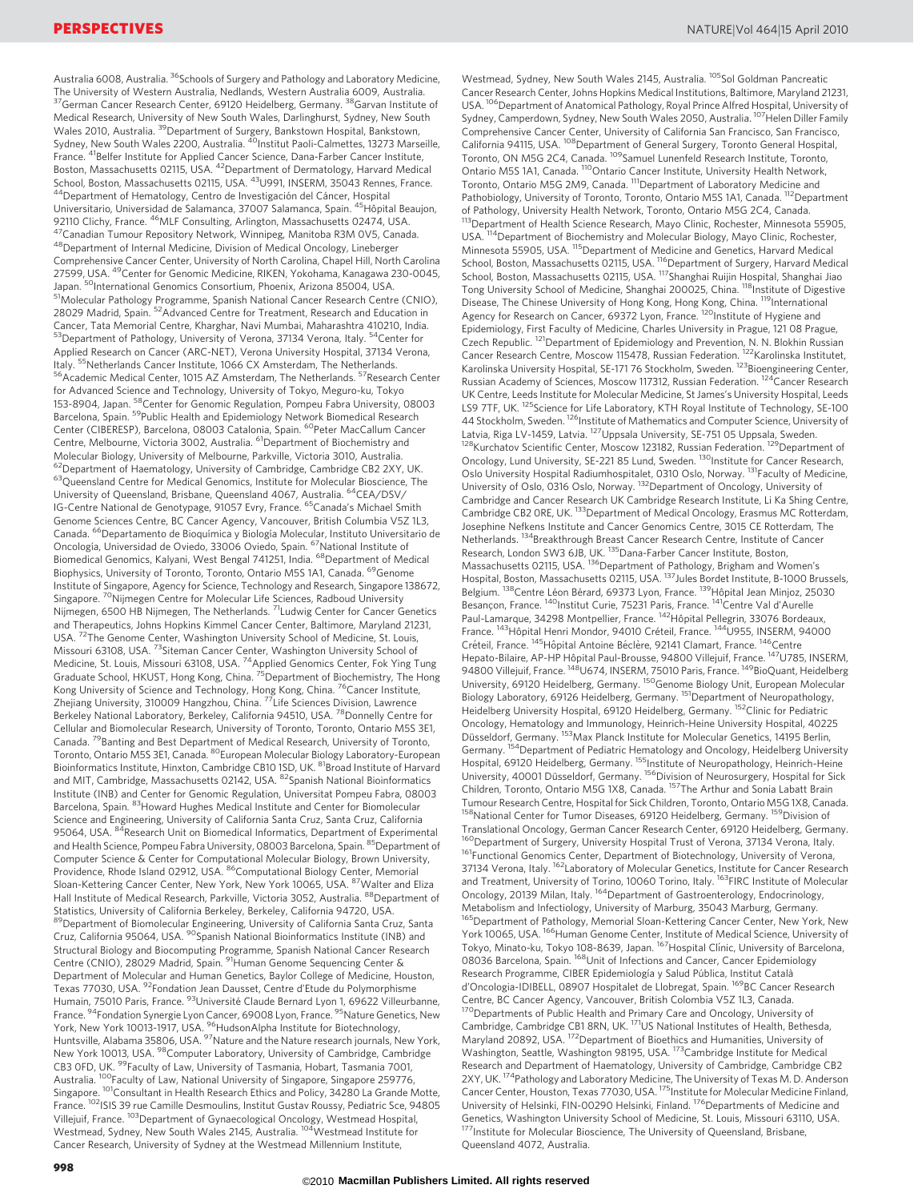Australia 6008, Australia. [36]Schools of Surgery and Pathology and Laboratory Medicine, The University of Western Australia, Nedlands, Western Australia 6009, Australia. [37]German Cancer Research Center, 69120 Heidelberg, Germany. [38]Garvan Institute of Medical Research, University of New South Wales, Darlinghurst, Sydney, New South Wales 2010, Australia. [39]Department of Surgery, Bankstown Hospital, Bankstown, Sydney, New South Wales 2200, Australia. [40]Institut Paoli-Calmettes, 13273 Marseille, France. [41]Belfer Institute for Applied Cancer Science, Dana-Farber Cancer Institute, Boston, Massachusetts 02115, USA. [42]Department of Dermatology, Harvard Medical School, Boston, Massachusetts 02115, USA. [43]U991, INSERM, 35043 Rennes, France. [44]Department of Hematology, Centro de Investigación del Cáncer, Hospital Universitario, Universidad de Salamanca, 37007 Salamanca, Spain. [45]Hôpital Beaujon, 92110 Clichy, France. [46]MLF Consulting, Arlington, Massachusetts 02474, USA. [47]Canadian Tumour Repository Network, Winnipeg, Manitoba R3M 0V5, Canada. [48]Department of Internal Medicine, Division of Medical Oncology, Lineberger Comprehensive Cancer Center, University of North Carolina, Chapel Hill, North Carolina 27599, USA. [49]Center for Genomic Medicine, RIKEN, Yokohama, Kanagawa 230-0045, Japan. [50]International Genomics Consortium, Phoenix, Arizona 85004, USA. [51]Molecular Pathology Programme, Spanish National Cancer Research Centre (CNIO), 28029 Madrid, Spain. [52]Advanced Centre for Treatment, Research and Education in Cancer, Tata Memorial Centre, Kharghar, Navi Mumbai, Maharashtra 410210, India. [53]Department of Pathology, University of Verona, 37134 Verona, Italy. [54]Center for Applied Research on Cancer (ARC-NET), Verona University Hospital, 37134 Verona, Italy. [55]Netherlands Cancer Institute, 1066 CX Amsterdam, The Netherlands. [56]Academic Medical Center, 1015 AZ Amsterdam, The Netherlands. [57]Research Center for Advanced Science and Technology, University of Tokyo, Meguro-ku, Tokyo 153-8904, Japan. [58]Center for Genomic Regulation, Pompeu Fabra University, 08003 Barcelona, Spain. [59]Public Health and Epidemiology Network Biomedical Research Center (CIBERESP), Barcelona, 08003 Catalonia, Spain. [60]Peter MacCallum Cancer Centre, Melbourne, Victoria 3002, Australia. [61]Department of Biochemistry and Molecular Biology, University of Melbourne, Parkville, Victoria 3010, Australia. [62]Department of Haematology, University of Cambridge, Cambridge CB2 2XY, UK. [63]Queensland Centre for Medical Genomics, Institute for Molecular Bioscience, The University of Queensland, Brisbane, Queensland 4067, Australia. [64]CEA/DSV/IG-Centre National de Genotypage, 91057 Evry, France. [65]Canada's Michael Smith Genome Sciences Centre, BC Cancer Agency, Vancouver, British Columbia V5Z 1L3, Canada. [66]Departamento de Bioquímica y Biología Molecular, Instituto Universitario de Oncología, Universidad de Oviedo, 33006 Oviedo, Spain. [67]National Institute of Biomedical Genomics, Kalyani, West Bengal 741251, India. [68]Department of Medical Biophysics, University of Toronto, Toronto, Ontario M5S 1A1, Canada. [69]Genome Institute of Singapore, Agency for Science, Technology and Research, Singapore 138672, Singapore. [70]Nijmegen Centre for Molecular Life Sciences, Radboud University Nijmegen, 6500 HB Nijmegen, The Netherlands. [71]Ludwig Center for Cancer Genetics and Therapeutics, Johns Hopkins Kimmel Cancer Center, Baltimore, Maryland 21231, USA. [72]The Genome Center, Washington University School of Medicine, St. Louis, Missouri 63108, USA. [73]Siteman Cancer Center, Washington University School of Medicine, St. Louis, Missouri 63108, USA. [74]Applied Genomics Center, Fok Ying Tung Graduate School, HKUST, Hong Kong, China. [75]Department of Biochemistry, The Hong Kong University of Science and Technology, Hong Kong, China. [76]Cancer Institute, Zhejiang University, 310009 Hangzhou, China. [77]Life Sciences Division, Lawrence Berkeley National Laboratory, Berkeley, California 94510, USA. [78]Donnelly Centre for Cellular and Biomolecular Research, University of Toronto, Toronto, Ontario M5S 3E1, Canada. [79]Banting and Best Department of Medical Research, University of Toronto, Toronto, Ontario M5S 3E1, Canada. [80]European Molecular Biology Laboratory-European Bioinformatics Institute, Hinxton, Cambridge CB10 1SD, UK. [81]Broad Institute of Harvard and MIT, Cambridge, Massachusetts 02142, USA. [82]Spanish National Bioinformatics Institute (INB) and Center for Genomic Regulation, Universitat Pompeu Fabra, 08003 Barcelona, Spain. [83]Howard Hughes Medical Institute and Center for Biomolecular Science and Engineering, University of California Santa Cruz, Santa Cruz, California 95064, USA. [84]Research Unit on Biomedical Informatics, Department of Experimental and Health Science, Pompeu Fabra University, 08003 Barcelona, Spain. [85]Department of Computer Science & Center for Computational Molecular Biology, Brown University, Providence, Rhode Island 02912, USA. [86]Computational Biology Center, Memorial Sloan-Kettering Cancer Center, New York, New York 10065, USA. [87]Walter and Eliza Hall Institute of Medical Research, Parkville, Victoria 3052, Australia. [88]Department of Statistics, University of California Berkeley, Berkeley, California 94720, USA. [89]Department of Biomolecular Engineering, University of California Santa Cruz, Santa Cruz, California 95064, USA. [90]Spanish National Bioinformatics Institute (INB) and Structural Biology and Biocomputing Programme, Spanish National Cancer Research Centre (CNIO), 28029 Madrid, Spain. [91]Human Genome Sequencing Center & Department of Molecular and Human Genetics, Baylor College of Medicine, Houston, Texas 77030, USA. [92]Fondation Jean Dausset, Centre d'Etude du Polymorphisme Humain, 75010 Paris, France. [93]Université Claude Bernard Lyon 1, 69622 Villeurbanne, France. [94]Fondation Synergie Lyon Cancer, 69008 Lyon, France. [95]Nature Genetics, New York, New York 10013-1917, USA. [96]HudsonAlpha Institute for Biotechnology, Huntsville, Alabama 35806, USA. [97]Nature and the Nature research journals, New York, New York 10013, USA. [98]Computer Laboratory, University of Cambridge, Cambridge CB3 0FD, UK. [99]Faculty of Law, University of Tasmania, Hobart, Tasmania 7001, Australia. [100]Faculty of Law, National University of Singapore, Singapore 259776, Singapore. [101]Consultant in Health Research Ethics and Policy, 34280 La Grande Motte, France. [102]ISIS 39 rue Camille Desmoulins, Institut Gustav Roussy, Pediatric Sce, 94805 Villejuif, France. [103]Department of Gynaecological Oncology, Westmead Hospital, Westmead, Sydney, New South Wales 2145, Australia. [104]Westmead Institute for Cancer Research, University of Sydney at the Westmead Millennium Institute, Westmead, Sydney, New South Wales 2145, Australia. [105]Sol Goldman Pancreatic Cancer Research Center, Johns Hopkins Medical Institutions, Baltimore, Maryland 21231, USA. [106]Department of Anatomical Pathology, Royal Prince Alfred Hospital, University of Sydney, Camperdown, Sydney, New South Wales 2050, Australia. [107]Helen Diller Family Comprehensive Cancer Center, University of California San Francisco, San Francisco, California 94115, USA. [108]Department of General Surgery, Toronto General Hospital, Toronto, ON M5G 2C4, Canada. [109]Samuel Lunenfeld Research Institute, Toronto, Ontario M5S 1A1, Canada. [110]Ontario Cancer Institute, University Health Network, Toronto, Ontario M5G 2M9, Canada. [111]Department of Laboratory Medicine and Pathobiology, University of Toronto, Toronto, Ontario M5S 1A1, Canada. [112]Department of Pathology, University Health Network, Toronto, Ontario M5G 2C4, Canada. [113]Department of Health Science Research, Mayo Clinic, Rochester, Minnesota 55905, USA. [114]Department of Biochemistry and Molecular Biology, Mayo Clinic, Rochester, Minnesota 55905, USA. [115]Department of Medicine and Genetics, Harvard Medical School, Boston, Massachusetts 02115, USA. [116]Department of Surgery, Harvard Medical School, Boston, Massachusetts 02115, USA. [117]Shanghai Ruijin Hospital, Shanghai Jiao Tong University School of Medicine, Shanghai 200025, China. [118]Institute of Digestive Disease, The Chinese University of Hong Kong, Hong Kong, China. [119]International Agency for Research on Cancer, 69372 Lyon, France. [120]Institute of Hygiene and Epidemiology, First Faculty of Medicine, Charles University in Prague, 121 08 Prague, Czech Republic. [121]Department of Epidemiology and Prevention, N. N. Blokhin Russian Cancer Research Centre, Moscow 115478, Russian Federation. [122]Karolinska Institutet, Karolinska University Hospital, SE-171 76 Stockholm, Sweden. [123]Bioengineering Center, Russian Academy of Sciences, Moscow 117312, Russian Federation. [124]Cancer Research UK Centre, Leeds Institute for Molecular Medicine, St James's University Hospital, Leeds LS9 7TF, UK. [125]Science for Life Laboratory, KTH Royal Institute of Technology, SE-100 44 Stockholm, Sweden. [126]Institute of Mathematics and Computer Science, University of Latvia, Riga LV-1459, Latvia. [127]Uppsala University, SE-751 05 Uppsala, Sweden. [128]Kurchatov Scientific Center, Moscow 123182, Russian Federation. [129]Department of Oncology, Lund University, SE-221 85 Lund, Sweden. [130]Institute for Cancer Research, Oslo University Hospital Radiumhospitalet, 0310 Oslo, Norway. [131]Faculty of Medicine, University of Oslo, 0316 Oslo, Norway. [132]Department of Oncology, University of Cambridge and Cancer Research UK Cambridge Research Institute, Li Ka Shing Centre, Cambridge CB2 0RE, UK. [133]Department of Medical Oncology, Erasmus MC Rotterdam, Josephine Nefkens Institute and Cancer Genomics Centre, 3015 CE Rotterdam, The Netherlands. [134]Breakthrough Breast Cancer Research Centre, Institute of Cancer Research, London SW3 6JB, UK. [135]Dana-Farber Cancer Institute, Boston, Massachusetts 02115, USA. [136]Department of Pathology, Brigham and Women's Hospital, Boston, Massachusetts 02115, USA. [137]Jules Bordet Institute, B-1000 Brussels, Belgium. [138]Centre Léon Bérard, 69373 Lyon, France. [139]Hôpital Jean Minjoz, 25030 Besançon, France. [140]Institut Curie, 75231 Paris, France. [141]Centre Val d'Aurelle Paul-Lamarque, 34298 Montpellier, France. [142]Hôpital Pellegrin, 33076 Bordeaux, France. [143]Hôpital Henri Mondor, 94010 Créteil, France. [144]U955, INSERM, 94000 Créteil, France. [145]Hôpital Antoine Béclère, 92141 Clamart, France. [146]Centre Hepato-Bilaire, AP-HP Hôpital Paul-Brousse, 94800 Villejuif, France. [147]U785, INSERM, 94800 Villejuif, France. [148]U674, INSERM, 75010 Paris, France. [149]BioQuant, Heidelberg University, 69120 Heidelberg, Germany. [150]Genome Biology Unit, European Molecular Biology Laboratory, 69126 Heidelberg, Germany. [151]Department of Neuropathology, Heidelberg University Hospital, 69120 Heidelberg, Germany. [152]Clinic for Pediatric Oncology, Hematology and Immunology, Heinrich-Heine University Hospital, 40225 Düsseldorf, Germany. [153]Max Planck Institute for Molecular Genetics, 14195 Berlin, Germany. [154]Department of Pediatric Hematology and Oncology, Heidelberg University Hospital, 69120 Heidelberg, Germany. [155]Institute of Neuropathology, Heinrich-Heine University, 40001 Düsseldorf, Germany. [156]Division of Neurosurgery, Hospital for Sick Children, Toronto, Ontario M5G 1X8, Canada. [157]The Arthur and Sonia Labatt Brain Tumour Research Centre, Hospital for Sick Children, Toronto, Ontario M5G 1X8, Canada. [158]National Center for Tumor Diseases, 69120 Heidelberg, Germany. [159]Division of Translational Oncology, German Cancer Research Center, 69120 Heidelberg, Germany. [160]Department of Surgery, University Hospital Trust of Verona, 37134 Verona, Italy. [161]Functional Genomics Center, Department of Biotechnology, University of Verona, 37134 Verona, Italy. [162]Laboratory of Molecular Genetics, Institute for Cancer Research and Treatment, University of Torino, 10060 Torino, Italy. [163]FIRC Institute of Molecular Oncology, 20139 Milan, Italy. [164]Department of Gastroenterology, Endocrinology, Metabolism and Infectiology, University of Marburg, 35043 Marburg, Germany. [165]Department of Pathology, Memorial Sloan-Kettering Cancer Center, New York, New York 10065, USA. [166]Human Genome Center, Institute of Medical Science, University of Tokyo, Minato-ku, Tokyo 108-8639, Japan. [167]Hospital Clínic, University of Barcelona, 08036 Barcelona, Spain. [168]Unit of Infections and Cancer, Cancer Epidemiology Research Programme, CIBER Epidemiología y Salud Pública, Institut Català d'Oncologia-IDIBELL, 08907 Hospitalet de Llobregat, Spain. [169]BC Cancer Research Centre, BC Cancer Agency, Vancouver, British Columbia V5Z 1L3, Canada. [170]Departments of Public Health and Primary Care and Oncology, University of Cambridge, Cambridge CB1 8RN, UK. [171]US National Institutes of Health, Bethesda, Maryland 20892, USA. [172]Department of Bioethics and Humanities, University of Washington, Seattle, Washington 98195, USA. [173]Cambridge Institute for Medical Research and Department of Haematology, University of Cambridge, Cambridge CB2 2XY, UK. [174]Pathology and Laboratory Medicine, The University of Texas M. D. Anderson Cancer Center, Houston, Texas 77030, USA. [175]Institute for Molecular Medicine Finland, University of Helsinki, FIN-00290 Helsinki, Finland. [176]Departments of Medicine and Genetics, Washington University School of Medicine, St. Louis, Missouri 63110, USA. [177]Institute for Molecular Bioscience, The University of Queensland, Brisbane, Queensland 4072, Australia.